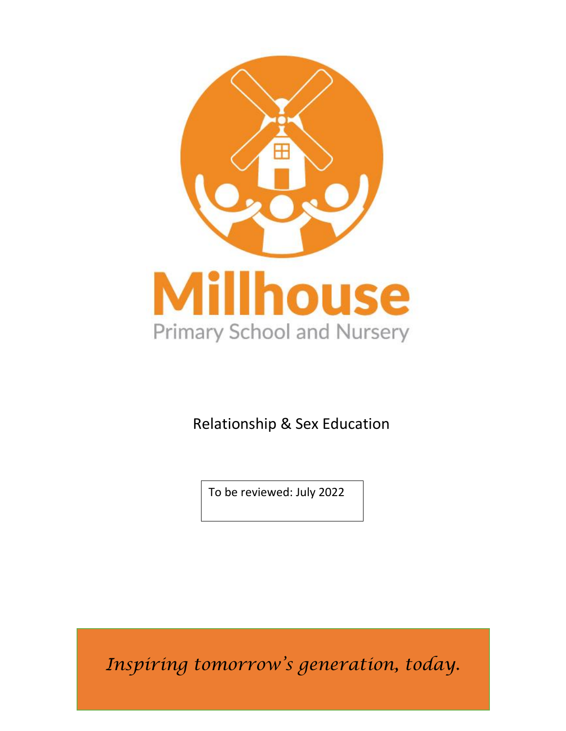# Millhouse

Primary School and Nursery

## Relationship & Sex Education

To be reviewed: July 2022

*Inspiring tomorrow's generation, today.*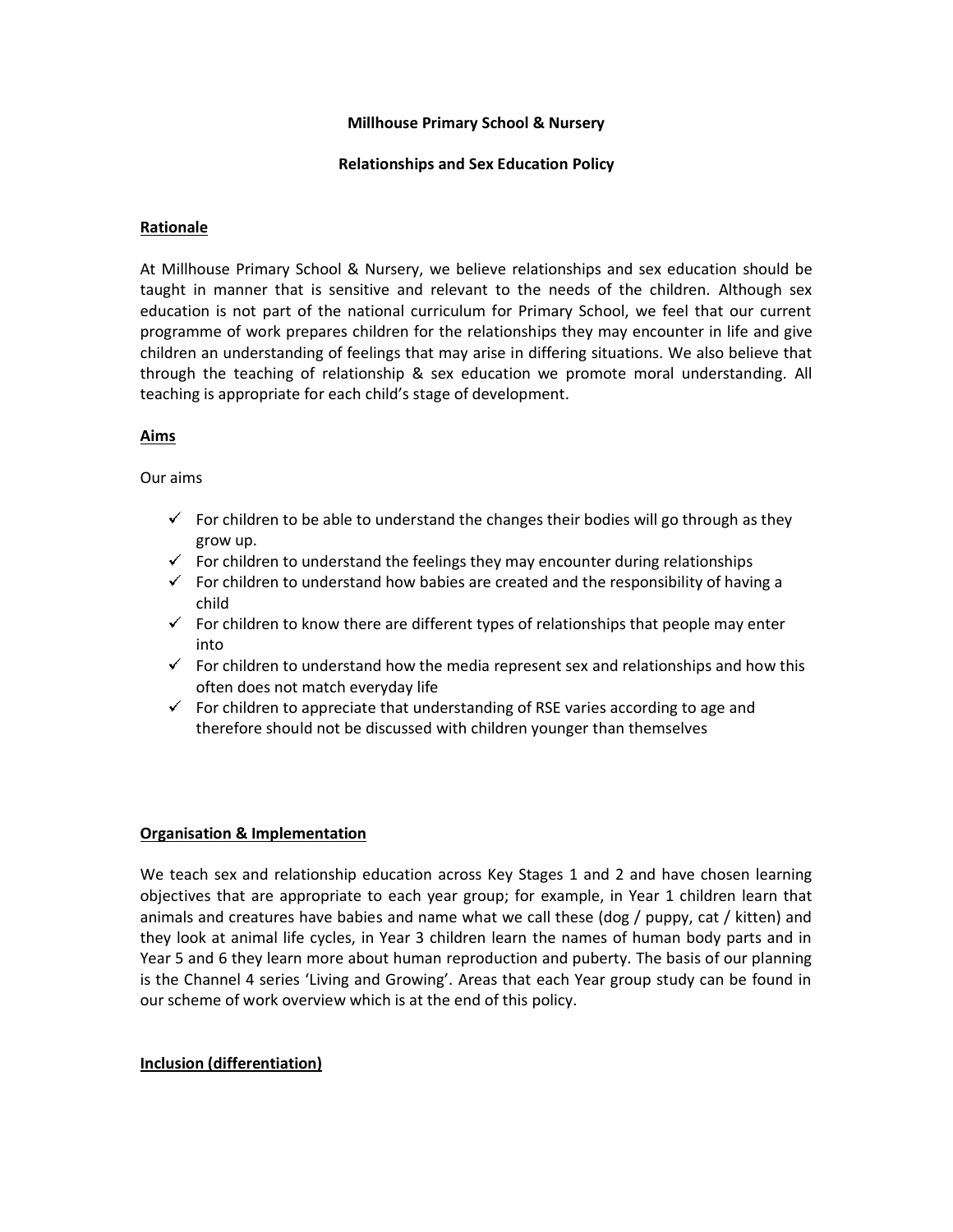**Millhouse Primary School & Nursery**

**Relationships and Sex Education Policy**

## Rationale

At Millhouse Primary School & Nursery, we believe relationships and sex education should be taught in manner that is sensitive and relevant to the needs of the children. Although sex education is not part of the national curriculum for Primary School, we feel that our current programme of work prepares children for the relationships they may encounter in life and give children an understanding of feelings that may arise in differing situations. We also believe that through the teaching of relationship & sex education we promote moral understanding. All teaching is appropriate for each child's stage of development.

## Aims

Our aims

- ✓ For children to be able to understand the changes their bodies will go through as they grow up.
- ✓ For children to understand the feelings they may encounter during relationships
- ✓ For children to understand how babies are created and the responsibility of having a child
- ✓ For children to know there are different types of relationships that people may enter into
- ✓ For children to understand how the media represent sex and relationships and how this often does not match everyday life
- ✓ For children to appreciate that understanding of RSE varies according to age and therefore should not be discussed with children younger than themselves

## Organisation & Implementation

We teach sex and relationship education across Key Stages 1 and 2 and have chosen learning objectives that are appropriate to each year group; for example, in Year 1 children learn that animals and creatures have babies and name what we call these (dog / puppy, cat / kitten) and they look at animal life cycles, in Year 3 children learn the names of human body parts and in Year 5 and 6 they learn more about human reproduction and puberty. The basis of our planning is the Channel 4 series 'Living and Growing'. Areas that each Year group study can be found in our scheme of work overview which is at the end of this policy.

## Inclusion (differentiation)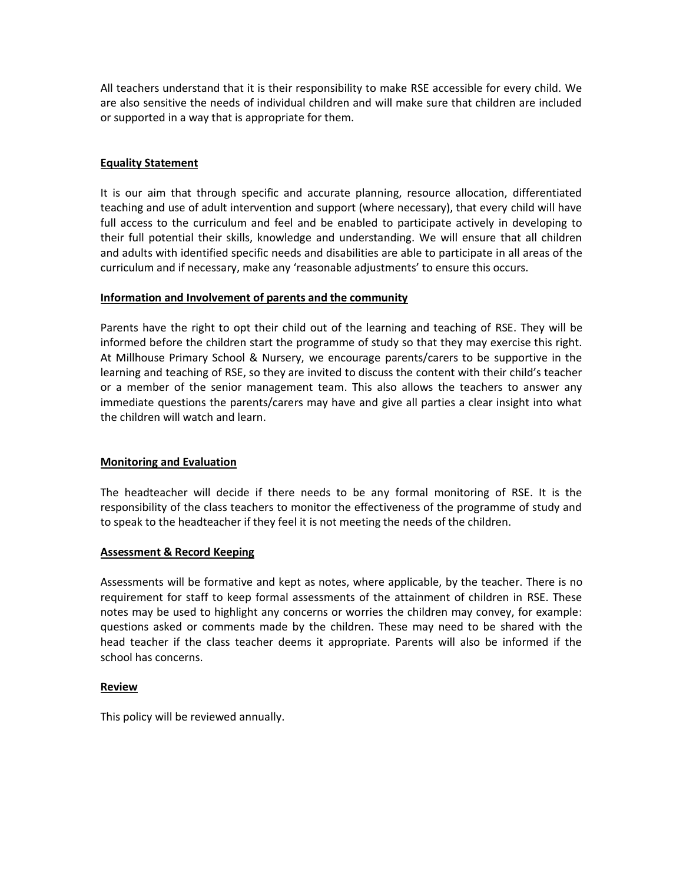All teachers understand that it is their responsibility to make RSE accessible for every child. We are also sensitive the needs of individual children and will make sure that children are included or supported in a way that is appropriate for them.

## Equality Statement

It is our aim that through specific and accurate planning, resource allocation, differentiated teaching and use of adult intervention and support (where necessary), that every child will have full access to the curriculum and feel and be enabled to participate actively in developing to their full potential their skills, knowledge and understanding. We will ensure that all children and adults with identified specific needs and disabilities are able to participate in all areas of the curriculum and if necessary, make any 'reasonable adjustments' to ensure this occurs.

## Information and Involvement of parents and the community

Parents have the right to opt their child out of the learning and teaching of RSE. They will be informed before the children start the programme of study so that they may exercise this right. At Millhouse Primary School & Nursery, we encourage parents/carers to be supportive in the learning and teaching of RSE, so they are invited to discuss the content with their child's teacher or a member of the senior management team. This also allows the teachers to answer any immediate questions the parents/carers may have and give all parties a clear insight into what the children will watch and learn.

## Monitoring and Evaluation

The headteacher will decide if there needs to be any formal monitoring of RSE. It is the responsibility of the class teachers to monitor the effectiveness of the programme of study and to speak to the headteacher if they feel it is not meeting the needs of the children.

## Assessment & Record Keeping

Assessments will be formative and kept as notes, where applicable, by the teacher. There is no requirement for staff to keep formal assessments of the attainment of children in RSE. These notes may be used to highlight any concerns or worries the children may convey, for example: questions asked or comments made by the children. These may need to be shared with the head teacher if the class teacher deems it appropriate. Parents will also be informed if the school has concerns.

## Review

This policy will be reviewed annually.